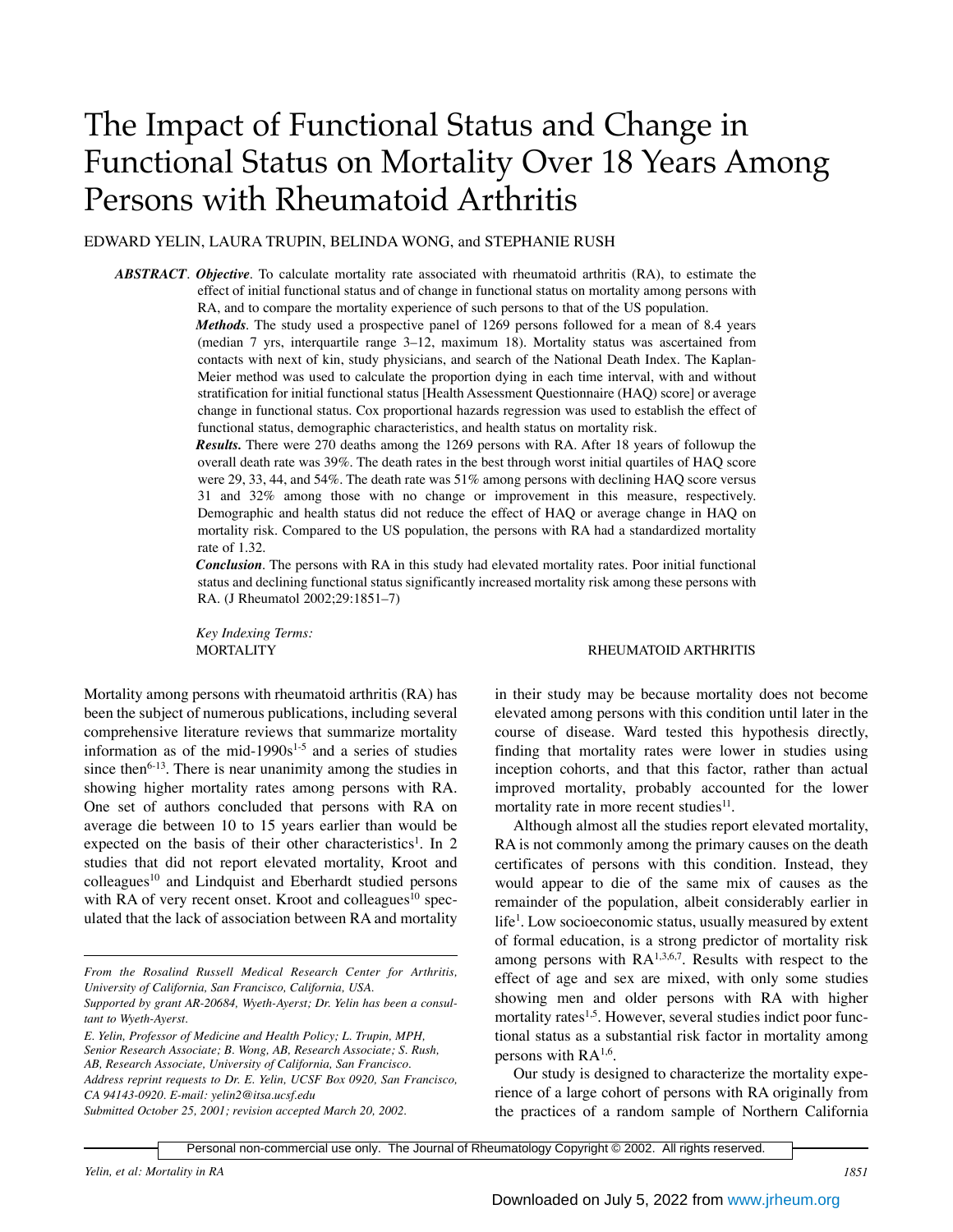# The Impact of Functional Status and Change in Functional Status on Mortality Over 18 Years Among Persons with Rheumatoid Arthritis

EDWARD YELIN, LAURA TRUPIN, BELINDA WONG, and STEPHANIE RUSH

***ABSTRACT***. ***Objective***. To calculate mortality rate associated with rheumatoid arthritis (RA), to estimate the effect of initial functional status and of change in functional status on mortality among persons with RA, and to compare the mortality experience of such persons to that of the US population.

***Methods***. The study used a prospective panel of 1269 persons followed for a mean of 8.4 years (median 7 yrs, interquartile range 3–12, maximum 18). Mortality status was ascertained from contacts with next of kin, study physicians, and search of the National Death Index. The Kaplan-Meier method was used to calculate the proportion dying in each time interval, with and without stratification for initial functional status [Health Assessment Questionnaire (HAQ) score] or average change in functional status. Cox proportional hazards regression was used to establish the effect of functional status, demographic characteristics, and health status on mortality risk.

***Results.*** There were 270 deaths among the 1269 persons with RA. After 18 years of followup the overall death rate was 39%. The death rates in the best through worst initial quartiles of HAQ score were 29, 33, 44, and 54%. The death rate was 51% among persons with declining HAQ score versus 31 and 32% among those with no change or improvement in this measure, respectively. Demographic and health status did not reduce the effect of HAQ or average change in HAQ on mortality risk. Compared to the US population, the persons with RA had a standardized mortality rate of 1.32.

***Conclusion***. The persons with RA in this study had elevated mortality rates. Poor initial functional status and declining functional status significantly increased mortality risk among these persons with RA. (J Rheumatol 2002;29:1851–7)

*Key Indexing Terms:*
MORTALITY RHEUMATOID ARTHRITIS

Mortality among persons with rheumatoid arthritis (RA) has been the subject of numerous publications, including several comprehensive literature reviews that summarize mortality information as of the mid-1990s[1-5] and a series of studies since then[6-13]. There is near unanimity among the studies in showing higher mortality rates among persons with RA. One set of authors concluded that persons with RA on average die between 10 to 15 years earlier than would be expected on the basis of their other characteristics[1]. In 2 studies that did not report elevated mortality, Kroot and colleagues[10] and Lindquist and Eberhardt studied persons with RA of very recent onset. Kroot and colleagues[10] speculated that the lack of association between RA and mortality in their study may be because mortality does not become elevated among persons with this condition until later in the course of disease. Ward tested this hypothesis directly, finding that mortality rates were lower in studies using inception cohorts, and that this factor, rather than actual improved mortality, probably accounted for the lower mortality rate in more recent studies[11].

Although almost all the studies report elevated mortality, RA is not commonly among the primary causes on the death certificates of persons with this condition. Instead, they would appear to die of the same mix of causes as the remainder of the population, albeit considerably earlier in life[1]. Low socioeconomic status, usually measured by extent of formal education, is a strong predictor of mortality risk among persons with RA[1,3,6,7]. Results with respect to the effect of age and sex are mixed, with only some studies showing men and older persons with RA with higher mortality rates[1,5]. However, several studies indict poor functional status as a substantial risk factor in mortality among persons with RA[1,6].

Our study is designed to characterize the mortality experience of a large cohort of persons with RA originally from the practices of a random sample of Northern California

*From the Rosalind Russell Medical Research Center for Arthritis, University of California, San Francisco, California, USA.*

*Supported by grant AR-20684, Wyeth-Ayerst; Dr. Yelin has been a consultant to Wyeth-Ayerst.*

*E. Yelin, Professor of Medicine and Health Policy; L. Trupin, MPH, Senior Research Associate; B. Wong, AB, Research Associate; S. Rush, AB, Research Associate, University of California, San Francisco.*

*Address reprint requests to Dr. E. Yelin, UCSF Box 0920, San Francisco, CA 94143-0920. E-mail: yelin2@itsa.ucsf.edu*

*Submitted October 25, 2001; revision accepted March 20, 2002.*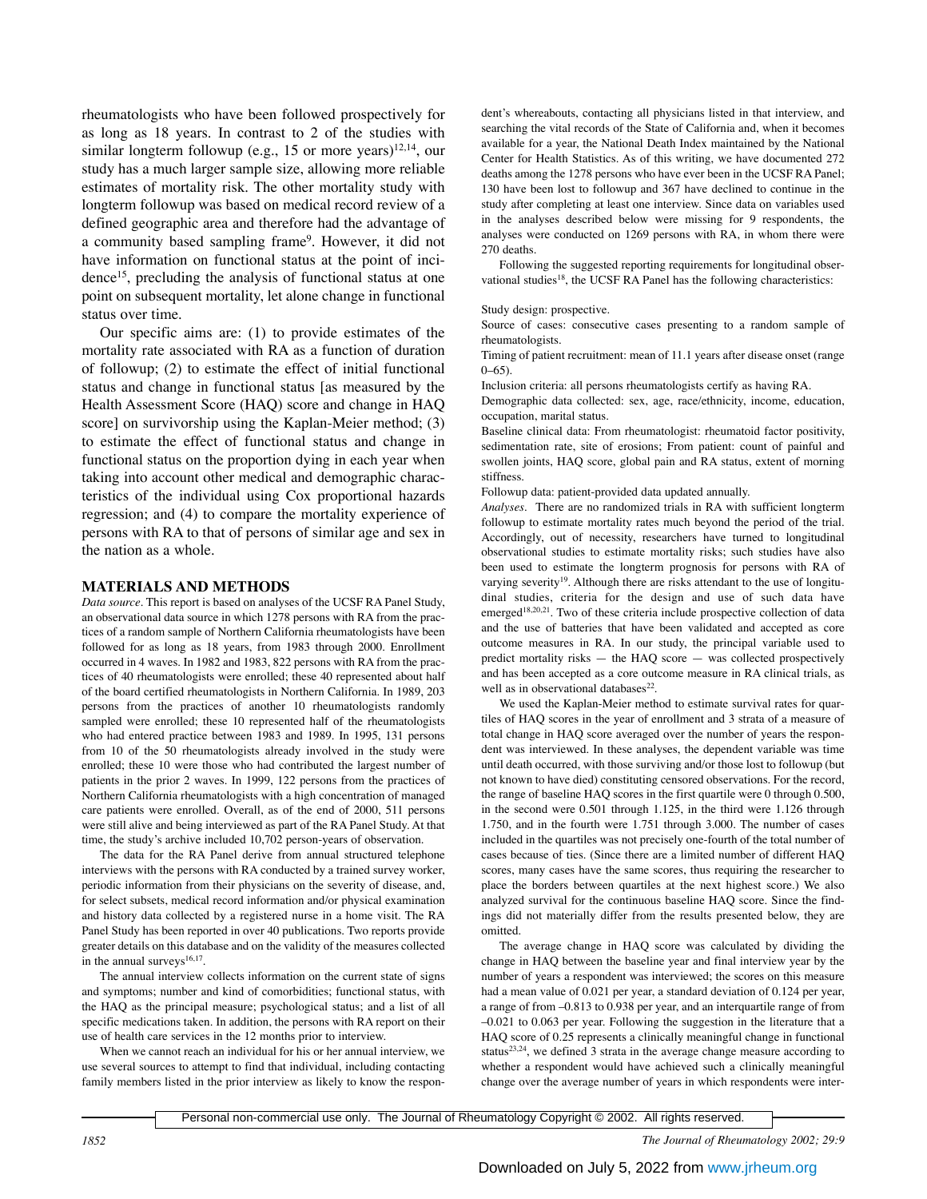rheumatologists who have been followed prospectively for as long as 18 years. In contrast to 2 of the studies with similar longterm followup (e.g., 15 or more years)[12,14], our study has a much larger sample size, allowing more reliable estimates of mortality risk. The other mortality study with longterm followup was based on medical record review of a defined geographic area and therefore had the advantage of a community based sampling frame[9]. However, it did not have information on functional status at the point of incidence[15], precluding the analysis of functional status at one point on subsequent mortality, let alone change in functional status over time.

Our specific aims are: (1) to provide estimates of the mortality rate associated with RA as a function of duration of followup; (2) to estimate the effect of initial functional status and change in functional status [as measured by the Health Assessment Score (HAQ) score and change in HAQ score] on survivorship using the Kaplan-Meier method; (3) to estimate the effect of functional status and change in functional status on the proportion dying in each year when taking into account other medical and demographic characteristics of the individual using Cox proportional hazards regression; and (4) to compare the mortality experience of persons with RA to that of persons of similar age and sex in the nation as a whole.

## MATERIALS AND METHODS

*Data source*. This report is based on analyses of the UCSF RA Panel Study, an observational data source in which 1278 persons with RA from the practices of a random sample of Northern California rheumatologists have been followed for as long as 18 years, from 1983 through 2000. Enrollment occurred in 4 waves. In 1982 and 1983, 822 persons with RA from the practices of 40 rheumatologists were enrolled; these 40 represented about half of the board certified rheumatologists in Northern California. In 1989, 203 persons from the practices of another 10 rheumatologists randomly sampled were enrolled; these 10 represented half of the rheumatologists who had entered practice between 1983 and 1989. In 1995, 131 persons from 10 of the 50 rheumatologists already involved in the study were enrolled; these 10 were those who had contributed the largest number of patients in the prior 2 waves. In 1999, 122 persons from the practices of Northern California rheumatologists with a high concentration of managed care patients were enrolled. Overall, as of the end of 2000, 511 persons were still alive and being interviewed as part of the RA Panel Study. At that time, the study's archive included 10,702 person-years of observation.

The data for the RA Panel derive from annual structured telephone interviews with the persons with RA conducted by a trained survey worker, periodic information from their physicians on the severity of disease, and, for select subsets, medical record information and/or physical examination and history data collected by a registered nurse in a home visit. The RA Panel Study has been reported in over 40 publications. Two reports provide greater details on this database and on the validity of the measures collected in the annual surveys[16,17].

The annual interview collects information on the current state of signs and symptoms; number and kind of comorbidities; functional status, with the HAQ as the principal measure; psychological status; and a list of all specific medications taken. In addition, the persons with RA report on their use of health care services in the 12 months prior to interview.

When we cannot reach an individual for his or her annual interview, we use several sources to attempt to find that individual, including contacting family members listed in the prior interview as likely to know the respondent's whereabouts, contacting all physicians listed in that interview, and searching the vital records of the State of California and, when it becomes available for a year, the National Death Index maintained by the National Center for Health Statistics. As of this writing, we have documented 272 deaths among the 1278 persons who have ever been in the UCSF RA Panel; 130 have been lost to followup and 367 have declined to continue in the study after completing at least one interview. Since data on variables used in the analyses described below were missing for 9 respondents, the analyses were conducted on 1269 persons with RA, in whom there were 270 deaths.

Following the suggested reporting requirements for longitudinal observational studies[18], the UCSF RA Panel has the following characteristics:

Study design: prospective.

Source of cases: consecutive cases presenting to a random sample of rheumatologists.

Timing of patient recruitment: mean of 11.1 years after disease onset (range 0–65).

Inclusion criteria: all persons rheumatologists certify as having RA.

Demographic data collected: sex, age, race/ethnicity, income, education, occupation, marital status.

Baseline clinical data: From rheumatologist: rheumatoid factor positivity, sedimentation rate, site of erosions; From patient: count of painful and swollen joints, HAQ score, global pain and RA status, extent of morning stiffness.

Followup data: patient-provided data updated annually.

*Analyses*. There are no randomized trials in RA with sufficient longterm followup to estimate mortality rates much beyond the period of the trial. Accordingly, out of necessity, researchers have turned to longitudinal observational studies to estimate mortality risks; such studies have also been used to estimate the longterm prognosis for persons with RA of varying severity[19]. Although there are risks attendant to the use of longitudinal studies, criteria for the design and use of such data have emerged[18,20,21]. Two of these criteria include prospective collection of data and the use of batteries that have been validated and accepted as core outcome measures in RA. In our study, the principal variable used to predict mortality risks — the HAQ score — was collected prospectively and has been accepted as a core outcome measure in RA clinical trials, as well as in observational databases[22].

We used the Kaplan-Meier method to estimate survival rates for quartiles of HAQ scores in the year of enrollment and 3 strata of a measure of total change in HAQ score averaged over the number of years the respondent was interviewed. In these analyses, the dependent variable was time until death occurred, with those surviving and/or those lost to followup (but not known to have died) constituting censored observations. For the record, the range of baseline HAQ scores in the first quartile were 0 through 0.500, in the second were 0.501 through 1.125, in the third were 1.126 through 1.750, and in the fourth were 1.751 through 3.000. The number of cases included in the quartiles was not precisely one-fourth of the total number of cases because of ties. (Since there are a limited number of different HAQ scores, many cases have the same scores, thus requiring the researcher to place the borders between quartiles at the next highest score.) We also analyzed survival for the continuous baseline HAQ score. Since the findings did not materially differ from the results presented below, they are omitted.

The average change in HAQ score was calculated by dividing the change in HAQ between the baseline year and final interview year by the number of years a respondent was interviewed; the scores on this measure had a mean value of 0.021 per year, a standard deviation of 0.124 per year, a range of from –0.813 to 0.938 per year, and an interquartile range of from –0.021 to 0.063 per year. Following the suggestion in the literature that a HAQ score of 0.25 represents a clinically meaningful change in functional status[23,24], we defined 3 strata in the average change measure according to whether a respondent would have achieved such a clinically meaningful change over the average number of years in which respondents were inter-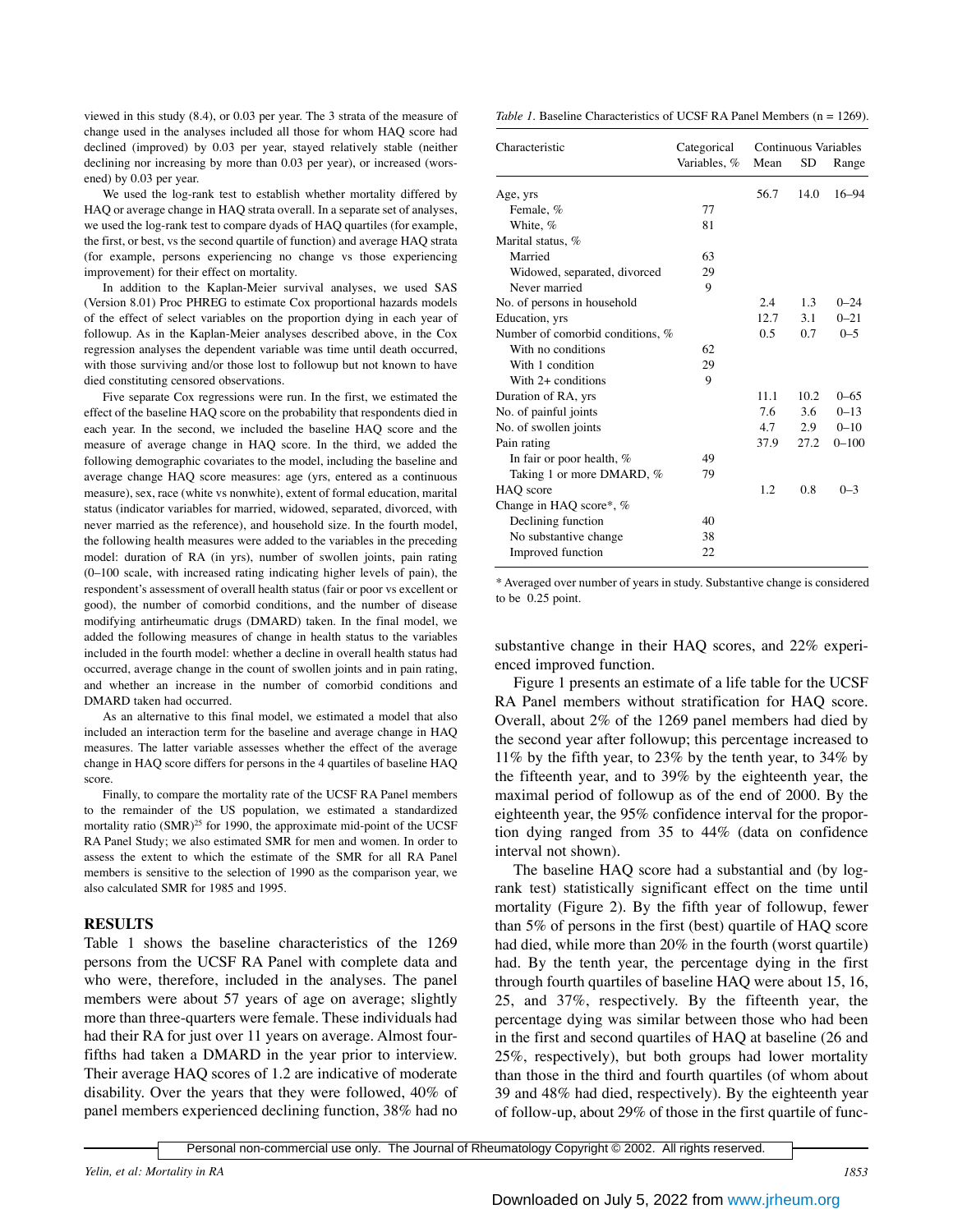viewed in this study (8.4), or 0.03 per year. The 3 strata of the measure of change used in the analyses included all those for whom HAQ score had declined (improved) by 0.03 per year, stayed relatively stable (neither declining nor increasing by more than 0.03 per year), or increased (worsened) by 0.03 per year.

We used the log-rank test to establish whether mortality differed by HAQ or average change in HAQ strata overall. In a separate set of analyses, we used the log-rank test to compare dyads of HAQ quartiles (for example, the first, or best, vs the second quartile of function) and average HAQ strata (for example, persons experiencing no change vs those experiencing improvement) for their effect on mortality.

In addition to the Kaplan-Meier survival analyses, we used SAS (Version 8.01) Proc PHREG to estimate Cox proportional hazards models of the effect of select variables on the proportion dying in each year of followup. As in the Kaplan-Meier analyses described above, in the Cox regression analyses the dependent variable was time until death occurred, with those surviving and/or those lost to followup but not known to have died constituting censored observations.

Five separate Cox regressions were run. In the first, we estimated the effect of the baseline HAQ score on the probability that respondents died in each year. In the second, we included the baseline HAQ score and the measure of average change in HAQ score. In the third, we added the following demographic covariates to the model, including the baseline and average change HAQ score measures: age (yrs, entered as a continuous measure), sex, race (white vs nonwhite), extent of formal education, marital status (indicator variables for married, widowed, separated, divorced, with never married as the reference), and household size. In the fourth model, the following health measures were added to the variables in the preceding model: duration of RA (in yrs), number of swollen joints, pain rating (0–100 scale, with increased rating indicating higher levels of pain), the respondent's assessment of overall health status (fair or poor vs excellent or good), the number of comorbid conditions, and the number of disease modifying antirheumatic drugs (DMARD) taken. In the final model, we added the following measures of change in health status to the variables included in the fourth model: whether a decline in overall health status had occurred, average change in the count of swollen joints and in pain rating, and whether an increase in the number of comorbid conditions and DMARD taken had occurred.

As an alternative to this final model, we estimated a model that also included an interaction term for the baseline and average change in HAQ measures. The latter variable assesses whether the effect of the average change in HAQ score differs for persons in the 4 quartiles of baseline HAQ score.

Finally, to compare the mortality rate of the UCSF RA Panel members to the remainder of the US population, we estimated a standardized mortality ratio (SMR)[25] for 1990, the approximate mid-point of the UCSF RA Panel Study; we also estimated SMR for men and women. In order to assess the extent to which the estimate of the SMR for all RA Panel members is sensitive to the selection of 1990 as the comparison year, we also calculated SMR for 1985 and 1995.

## RESULTS

Table 1 shows the baseline characteristics of the 1269 persons from the UCSF RA Panel with complete data and who were, therefore, included in the analyses. The panel members were about 57 years of age on average; slightly more than three-quarters were female. These individuals had had their RA for just over 11 years on average. Almost four-fifths had taken a DMARD in the year prior to interview. Their average HAQ scores of 1.2 are indicative of moderate disability. Over the years that they were followed, 40% of panel members experienced declining function, 38% had no substantive change in their HAQ scores, and 22% experienced improved function.

*Table 1*. Baseline Characteristics of UCSF RA Panel Members (n = 1269).

| Characteristic | Categorical Variables, % | Continuous Variables Mean | SD | Range |
|---|---|---|---|---|
| Age, yrs | | 56.7 | 14.0 | 16–94 |
| Female, % | 77 | | | |
| White, % | 81 | | | |
| Marital status, % | | | | |
| Married | 63 | | | |
| Widowed, separated, divorced | 29 | | | |
| Never married | 9 | | | |
| No. of persons in household | | 2.4 | 1.3 | 0–24 |
| Education, yrs | | 12.7 | 3.1 | 0–21 |
| Number of comorbid conditions, % | | 0.5 | 0.7 | 0–5 |
| With no conditions | 62 | | | |
| With 1 condition | 29 | | | |
| With 2+ conditions | 9 | | | |
| Duration of RA, yrs | | 11.1 | 10.2 | 0–65 |
| No. of painful joints | | 7.6 | 3.6 | 0–13 |
| No. of swollen joints | | 4.7 | 2.9 | 0–10 |
| Pain rating | | 37.9 | 27.2 | 0–100 |
| In fair or poor health, % | 49 | | | |
| Taking 1 or more DMARD, % | 79 | | | |
| HAQ score | | 1.2 | 0.8 | 0–3 |
| Change in HAQ score*, % | | | | |
| Declining function | 40 | | | |
| No substantive change | 38 | | | |
| Improved function | 22 | | | |

\* Averaged over number of years in study. Substantive change is considered to be 0.25 point.

Figure 1 presents an estimate of a life table for the UCSF RA Panel members without stratification for HAQ score. Overall, about 2% of the 1269 panel members had died by the second year after followup; this percentage increased to 11% by the fifth year, to 23% by the tenth year, to 34% by the fifteenth year, and to 39% by the eighteenth year, the maximal period of followup as of the end of 2000. By the eighteenth year, the 95% confidence interval for the proportion dying ranged from 35 to 44% (data on confidence interval not shown).

The baseline HAQ score had a substantial and (by log-rank test) statistically significant effect on the time until mortality (Figure 2). By the fifth year of followup, fewer than 5% of persons in the first (best) quartile of HAQ score had died, while more than 20% in the fourth (worst quartile) had. By the tenth year, the percentage dying in the first through fourth quartiles of baseline HAQ were about 15, 16, 25, and 37%, respectively. By the fifteenth year, the percentage dying was similar between those who had been in the first and second quartiles of HAQ at baseline (26 and 25%, respectively), but both groups had lower mortality than those in the third and fourth quartiles (of whom about 39 and 48% had died, respectively). By the eighteenth year of follow-up, about 29% of those in the first quartile of func-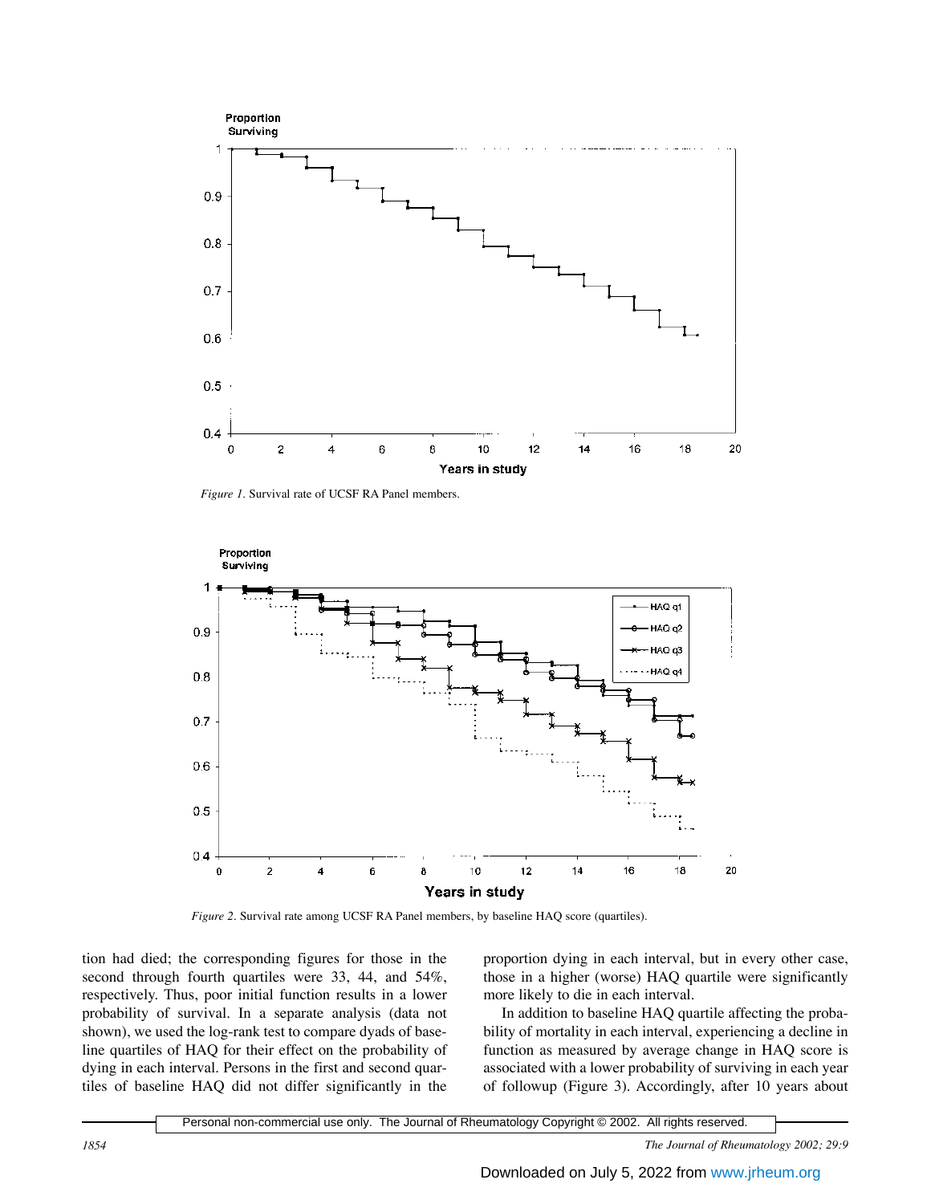Figure 1. Survival rate of UCSF RA Panel members.

Figure 2. Survival rate among UCSF RA Panel members, by baseline HAQ score (quartiles).

tion had died; the corresponding figures for those in the second through fourth quartiles were 33, 44, and 54%, respectively. Thus, poor initial function results in a lower probability of survival. In a separate analysis (data not shown), we used the log-rank test to compare dyads of baseline quartiles of HAQ for their effect on the probability of dying in each interval. Persons in the first and second quartiles of baseline HAQ did not differ significantly in the proportion dying in each interval, but in every other case, those in a higher (worse) HAQ quartile were significantly more likely to die in each interval.

In addition to baseline HAQ quartile affecting the probability of mortality in each interval, experiencing a decline in function as measured by average change in HAQ score is associated with a lower probability of surviving in each year of followup (Figure 3). Accordingly, after 10 years about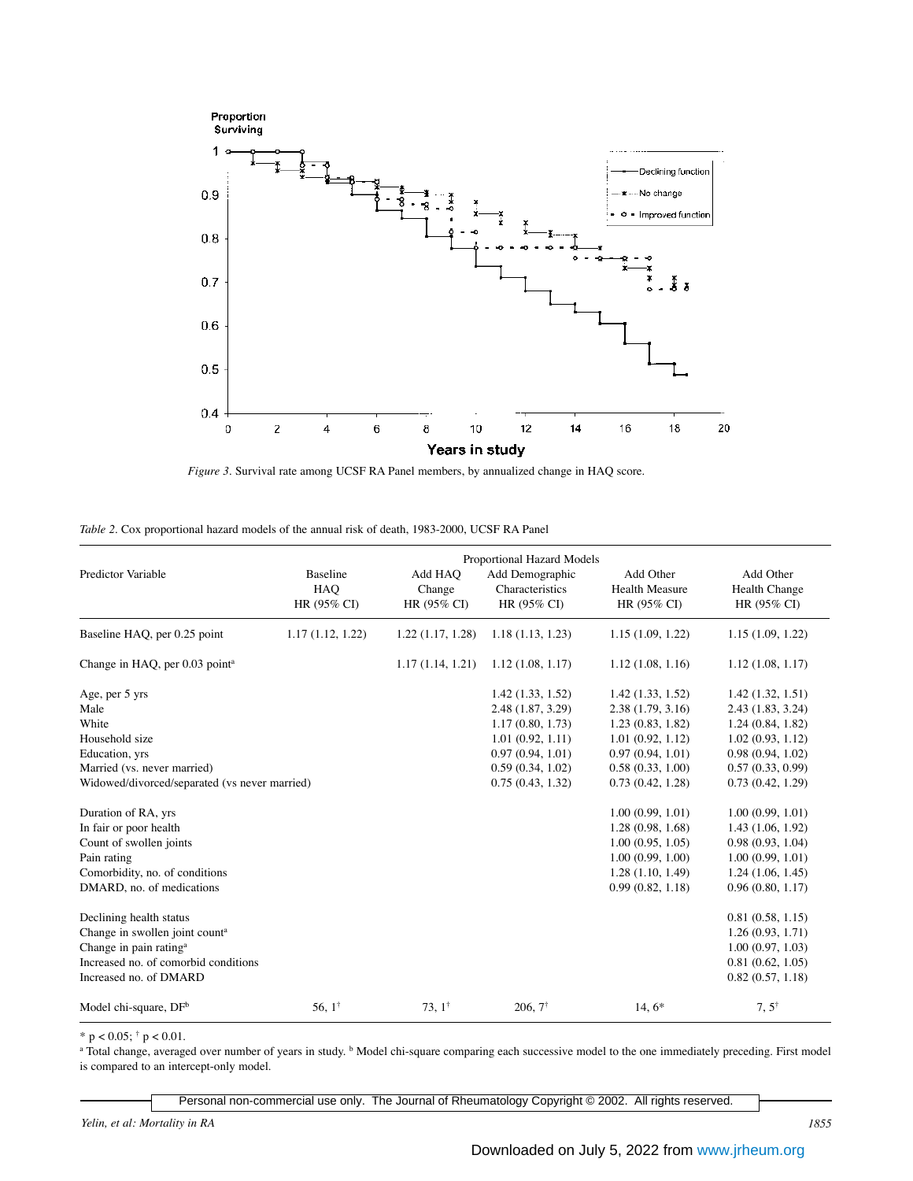*Figure 3*. Survival rate among UCSF RA Panel members, by annualized change in HAQ score.

*Table 2*. Cox proportional hazard models of the annual risk of death, 1983-2000, UCSF RA Panel

| Predictor Variable | Baseline HAQ HR (95% CI) | Add HAQ Change HR (95% CI) | Add Demographic Characteristics HR (95% CI) | Add Other Health Measure HR (95% CI) | Add Other Health Change HR (95% CI) |
|---|---|---|---|---|---|
| | Proportional Hazard Models | | | | |
| Baseline HAQ, per 0.25 point | 1.17 (1.12, 1.22) | 1.22 (1.17, 1.28) | 1.18 (1.13, 1.23) | 1.15 (1.09, 1.22) | 1.15 (1.09, 1.22) |
| Change in HAQ, per 0.03 point[a] | | 1.17 (1.14, 1.21) | 1.12 (1.08, 1.17) | 1.12 (1.08, 1.16) | 1.12 (1.08, 1.17) |
| Age, per 5 yrs | | | 1.42 (1.33, 1.52) | 1.42 (1.33, 1.52) | 1.42 (1.32, 1.51) |
| Male | | | 2.48 (1.87, 3.29) | 2.38 (1.79, 3.16) | 2.43 (1.83, 3.24) |
| White | | | 1.17 (0.80, 1.73) | 1.23 (0.83, 1.82) | 1.24 (0.84, 1.82) |
| Household size | | | 1.01 (0.92, 1.11) | 1.01 (0.92, 1.12) | 1.02 (0.93, 1.12) |
| Education, yrs | | | 0.97 (0.94, 1.01) | 0.97 (0.94, 1.01) | 0.98 (0.94, 1.02) |
| Married (vs. never married) | | | 0.59 (0.34, 1.02) | 0.58 (0.33, 1.00) | 0.57 (0.33, 0.99) |
| Widowed/divorced/separated (vs never married) | | | 0.75 (0.43, 1.32) | 0.73 (0.42, 1.28) | 0.73 (0.42, 1.29) |
| Duration of RA, yrs | | | | 1.00 (0.99, 1.01) | 1.00 (0.99, 1.01) |
| In fair or poor health | | | | 1.28 (0.98, 1.68) | 1.43 (1.06, 1.92) |
| Count of swollen joints | | | | 1.00 (0.95, 1.05) | 0.98 (0.93, 1.04) |
| Pain rating | | | | 1.00 (0.99, 1.00) | 1.00 (0.99, 1.01) |
| Comorbidity, no. of conditions | | | | 1.28 (1.10, 1.49) | 1.24 (1.06, 1.45) |
| DMARD, no. of medications | | | | 0.99 (0.82, 1.18) | 0.96 (0.80, 1.17) |
| Declining health status | | | | | 0.81 (0.58, 1.15) |
| Change in swollen joint count[a] | | | | | 1.26 (0.93, 1.71) |
| Change in pain rating[a] | | | | | 1.00 (0.97, 1.03) |
| Increased no. of comorbid conditions | | | | | 0.81 (0.62, 1.05) |
| Increased no. of DMARD | | | | | 0.82 (0.57, 1.18) |
| Model chi-square, DF[b] | 56, 1[†] | 73, 1[†] | 206, 7[†] | 14, 6* | 7, 5[†] |

* $p < 0.05$; [†] $p < 0.01$.

[a] Total change, averaged over number of years in study. [b] Model chi-square comparing each successive model to the one immediately preceding. First model is compared to an intercept-only model.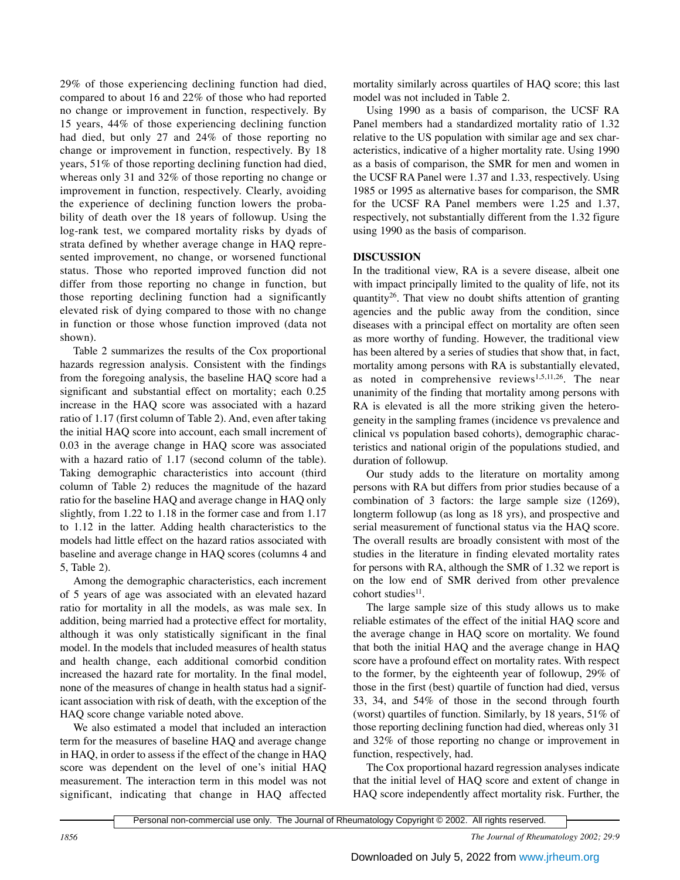29% of those experiencing declining function had died, compared to about 16 and 22% of those who had reported no change or improvement in function, respectively. By 15 years, 44% of those experiencing declining function had died, but only 27 and 24% of those reporting no change or improvement in function, respectively. By 18 years, 51% of those reporting declining function had died, whereas only 31 and 32% of those reporting no change or improvement in function, respectively. Clearly, avoiding the experience of declining function lowers the probability of death over the 18 years of followup. Using the log-rank test, we compared mortality risks by dyads of strata defined by whether average change in HAQ represented improvement, no change, or worsened functional status. Those who reported improved function did not differ from those reporting no change in function, but those reporting declining function had a significantly elevated risk of dying compared to those with no change in function or those whose function improved (data not shown).

Table 2 summarizes the results of the Cox proportional hazards regression analysis. Consistent with the findings from the foregoing analysis, the baseline HAQ score had a significant and substantial effect on mortality; each 0.25 increase in the HAQ score was associated with a hazard ratio of 1.17 (first column of Table 2). And, even after taking the initial HAQ score into account, each small increment of 0.03 in the average change in HAQ score was associated with a hazard ratio of 1.17 (second column of the table). Taking demographic characteristics into account (third column of Table 2) reduces the magnitude of the hazard ratio for the baseline HAQ and average change in HAQ only slightly, from 1.22 to 1.18 in the former case and from 1.17 to 1.12 in the latter. Adding health characteristics to the models had little effect on the hazard ratios associated with baseline and average change in HAQ scores (columns 4 and 5, Table 2).

Among the demographic characteristics, each increment of 5 years of age was associated with an elevated hazard ratio for mortality in all the models, as was male sex. In addition, being married had a protective effect for mortality, although it was only statistically significant in the final model. In the models that included measures of health status and health change, each additional comorbid condition increased the hazard rate for mortality. In the final model, none of the measures of change in health status had a significant association with risk of death, with the exception of the HAQ score change variable noted above.

We also estimated a model that included an interaction term for the measures of baseline HAQ and average change in HAQ, in order to assess if the effect of the change in HAQ score was dependent on the level of one's initial HAQ measurement. The interaction term in this model was not significant, indicating that change in HAQ affected mortality similarly across quartiles of HAQ score; this last model was not included in Table 2.

Using 1990 as a basis of comparison, the UCSF RA Panel members had a standardized mortality ratio of 1.32 relative to the US population with similar age and sex characteristics, indicative of a higher mortality rate. Using 1990 as a basis of comparison, the SMR for men and women in the UCSF RA Panel were 1.37 and 1.33, respectively. Using 1985 or 1995 as alternative bases for comparison, the SMR for the UCSF RA Panel members were 1.25 and 1.37, respectively, not substantially different from the 1.32 figure using 1990 as the basis of comparison.

## DISCUSSION

In the traditional view, RA is a severe disease, albeit one with impact principally limited to the quality of life, not its quantity[26]. That view no doubt shifts attention of granting agencies and the public away from the condition, since diseases with a principal effect on mortality are often seen as more worthy of funding. However, the traditional view has been altered by a series of studies that show that, in fact, mortality among persons with RA is substantially elevated, as noted in comprehensive reviews[1,5,11,26]. The near unanimity of the finding that mortality among persons with RA is elevated is all the more striking given the heterogeneity in the sampling frames (incidence vs prevalence and clinical vs population based cohorts), demographic characteristics and national origin of the populations studied, and duration of followup.

Our study adds to the literature on mortality among persons with RA but differs from prior studies because of a combination of 3 factors: the large sample size (1269), longterm followup (as long as 18 yrs), and prospective and serial measurement of functional status via the HAQ score. The overall results are broadly consistent with most of the studies in the literature in finding elevated mortality rates for persons with RA, although the SMR of 1.32 we report is on the low end of SMR derived from other prevalence cohort studies[11].

The large sample size of this study allows us to make reliable estimates of the effect of the initial HAQ score and the average change in HAQ score on mortality. We found that both the initial HAQ and the average change in HAQ score have a profound effect on mortality rates. With respect to the former, by the eighteenth year of followup, 29% of those in the first (best) quartile of function had died, versus 33, 34, and 54% of those in the second through fourth (worst) quartiles of function. Similarly, by 18 years, 51% of those reporting declining function had died, whereas only 31 and 32% of those reporting no change or improvement in function, respectively, had.

The Cox proportional hazard regression analyses indicate that the initial level of HAQ score and extent of change in HAQ score independently affect mortality risk. Further, the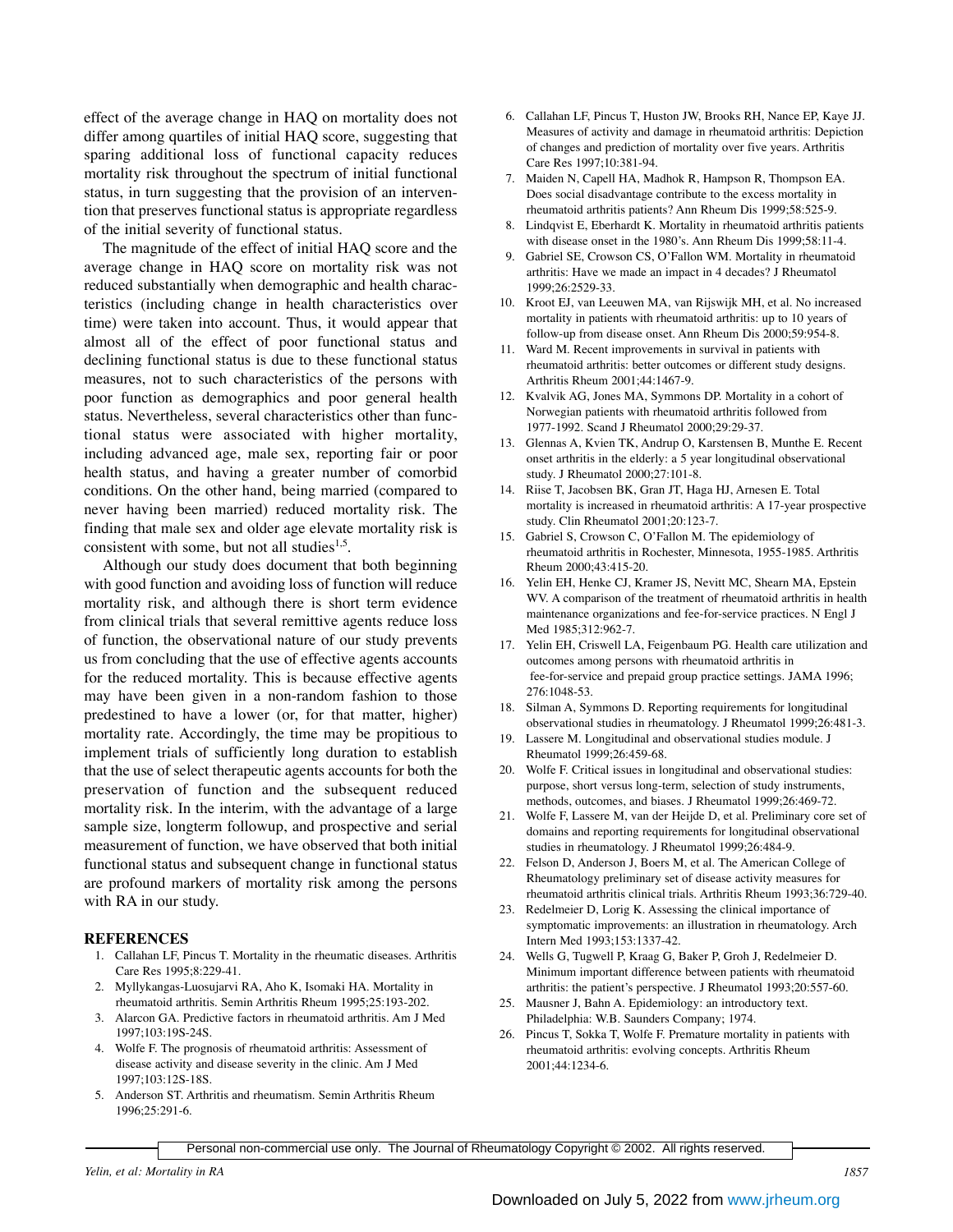effect of the average change in HAQ on mortality does not differ among quartiles of initial HAQ score, suggesting that sparing additional loss of functional capacity reduces mortality risk throughout the spectrum of initial functional status, in turn suggesting that the provision of an intervention that preserves functional status is appropriate regardless of the initial severity of functional status.

The magnitude of the effect of initial HAQ score and the average change in HAQ score on mortality risk was not reduced substantially when demographic and health characteristics (including change in health characteristics over time) were taken into account. Thus, it would appear that almost all of the effect of poor functional status and declining functional status is due to these functional status measures, not to such characteristics of the persons with poor function as demographics and poor general health status. Nevertheless, several characteristics other than functional status were associated with higher mortality, including advanced age, male sex, reporting fair or poor health status, and having a greater number of comorbid conditions. On the other hand, being married (compared to never having been married) reduced mortality risk. The finding that male sex and older age elevate mortality risk is consistent with some, but not all studies[1,5].

Although our study does document that both beginning with good function and avoiding loss of function will reduce mortality risk, and although there is short term evidence from clinical trials that several remittive agents reduce loss of function, the observational nature of our study prevents us from concluding that the use of effective agents accounts for the reduced mortality. This is because effective agents may have been given in a non-random fashion to those predestined to have a lower (or, for that matter, higher) mortality rate. Accordingly, the time may be propitious to implement trials of sufficiently long duration to establish that the use of select therapeutic agents accounts for both the preservation of function and the subsequent reduced mortality risk. In the interim, with the advantage of a large sample size, longterm followup, and prospective and serial measurement of function, we have observed that both initial functional status and subsequent change in functional status are profound markers of mortality risk among the persons with RA in our study.

## REFERENCES

1. Callahan LF, Pincus T. Mortality in the rheumatic diseases. Arthritis Care Res 1995;8:229-41.
2. Myllykangas-Luosujarvi RA, Aho K, Isomaki HA. Mortality in rheumatoid arthritis. Semin Arthritis Rheum 1995;25:193-202.
3. Alarcon GA. Predictive factors in rheumatoid arthritis. Am J Med 1997;103:19S-24S.
4. Wolfe F. The prognosis of rheumatoid arthritis: Assessment of disease activity and disease severity in the clinic. Am J Med 1997;103:12S-18S.
5. Anderson ST. Arthritis and rheumatism. Semin Arthritis Rheum 1996;25:291-6.
6. Callahan LF, Pincus T, Huston JW, Brooks RH, Nance EP, Kaye JJ. Measures of activity and damage in rheumatoid arthritis: Depiction of changes and prediction of mortality over five years. Arthritis Care Res 1997;10:381-94.
7. Maiden N, Capell HA, Madhok R, Hampson R, Thompson EA. Does social disadvantage contribute to the excess mortality in rheumatoid arthritis patients? Ann Rheum Dis 1999;58:525-9.
8. Lindqvist E, Eberhardt K. Mortality in rheumatoid arthritis patients with disease onset in the 1980's. Ann Rheum Dis 1999;58:11-4.
9. Gabriel SE, Crowson CS, O'Fallon WM. Mortality in rheumatoid arthritis: Have we made an impact in 4 decades? J Rheumatol 1999;26:2529-33.
10. Kroot EJ, van Leeuwen MA, van Rijswijk MH, et al. No increased mortality in patients with rheumatoid arthritis: up to 10 years of follow-up from disease onset. Ann Rheum Dis 2000;59:954-8.
11. Ward M. Recent improvements in survival in patients with rheumatoid arthritis: better outcomes or different study designs. Arthritis Rheum 2001;44:1467-9.
12. Kvalvik AG, Jones MA, Symmons DP. Mortality in a cohort of Norwegian patients with rheumatoid arthritis followed from 1977-1992. Scand J Rheumatol 2000;29:29-37.
13. Glennas A, Kvien TK, Andrup O, Karstensen B, Munthe E. Recent onset arthritis in the elderly: a 5 year longitudinal observational study. J Rheumatol 2000;27:101-8.
14. Riise T, Jacobsen BK, Gran JT, Haga HJ, Arnesen E. Total mortality is increased in rheumatoid arthritis: A 17-year prospective study. Clin Rheumatol 2001;20:123-7.
15. Gabriel S, Crowson C, O'Fallon M. The epidemiology of rheumatoid arthritis in Rochester, Minnesota, 1955-1985. Arthritis Rheum 2000;43:415-20.
16. Yelin EH, Henke CJ, Kramer JS, Nevitt MC, Shearn MA, Epstein WV. A comparison of the treatment of rheumatoid arthritis in health maintenance organizations and fee-for-service practices. N Engl J Med 1985;312:962-7.
17. Yelin EH, Criswell LA, Feigenbaum PG. Health care utilization and outcomes among persons with rheumatoid arthritis in fee-for-service and prepaid group practice settings. JAMA 1996; 276:1048-53.
18. Silman A, Symmons D. Reporting requirements for longitudinal observational studies in rheumatology. J Rheumatol 1999;26:481-3.
19. Lassere M. Longitudinal and observational studies module. J Rheumatol 1999;26:459-68.
20. Wolfe F. Critical issues in longitudinal and observational studies: purpose, short versus long-term, selection of study instruments, methods, outcomes, and biases. J Rheumatol 1999;26:469-72.
21. Wolfe F, Lassere M, van der Heijde D, et al. Preliminary core set of domains and reporting requirements for longitudinal observational studies in rheumatology. J Rheumatol 1999;26:484-9.
22. Felson D, Anderson J, Boers M, et al. The American College of Rheumatology preliminary set of disease activity measures for rheumatoid arthritis clinical trials. Arthritis Rheum 1993;36:729-40.
23. Redelmeier D, Lorig K. Assessing the clinical importance of symptomatic improvements: an illustration in rheumatology. Arch Intern Med 1993;153:1337-42.
24. Wells G, Tugwell P, Kraag G, Baker P, Groh J, Redelmeier D. Minimum important difference between patients with rheumatoid arthritis: the patient's perspective. J Rheumatol 1993;20:557-60.
25. Mausner J, Bahn A. Epidemiology: an introductory text. Philadelphia: W.B. Saunders Company; 1974.
26. Pincus T, Sokka T, Wolfe F. Premature mortality in patients with rheumatoid arthritis: evolving concepts. Arthritis Rheum 2001;44:1234-6.